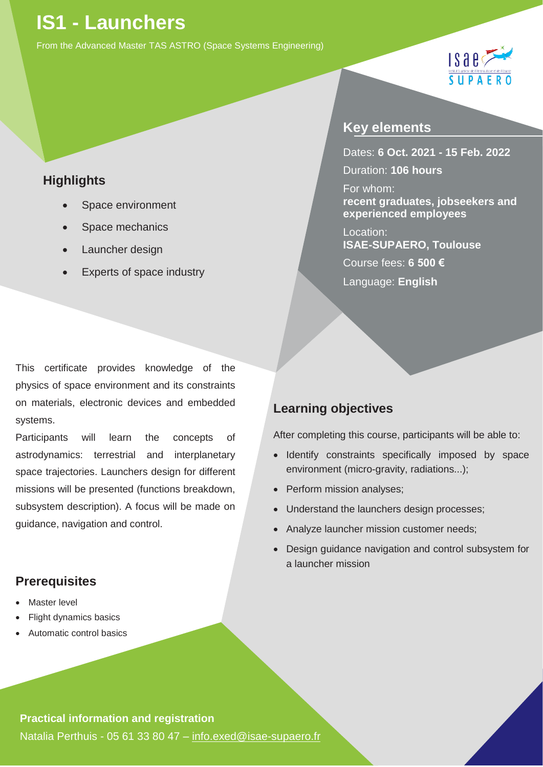# IS1 - Launchers

From the Advanced Master TAS ASTRO (Space Systems Engineering)

## Key elements

Dates: **6 Oct. 2021 - 15 Feb. 2022**

Duration: **106 hours**

For whom:
**recent graduates, jobseekers and experienced employees**

Location:
**ISAE-SUPAERO, Toulouse**

Course fees: **6 500 €**

Language: **English**

## Highlights

- Space environment
- Space mechanics
- Launcher design
- Experts of space industry

This certificate provides knowledge of the physics of space environment and its constraints on materials, electronic devices and embedded systems.

Participants will learn the concepts of astrodynamics: terrestrial and interplanetary space trajectories. Launchers design for different missions will be presented (functions breakdown, subsystem description). A focus will be made on guidance, navigation and control.

## Learning objectives

After completing this course, participants will be able to:

- Identify constraints specifically imposed by space environment (micro-gravity, radiations...);
- Perform mission analyses;
- Understand the launchers design processes;
- Analyze launcher mission customer needs;
- Design guidance navigation and control subsystem for a launcher mission

## Prerequisites

- Master level
- Flight dynamics basics
- Automatic control basics

**Practical information and registration**

Natalia Perthuis - 05 61 33 80 47 – info.exed@isae-supaero.fr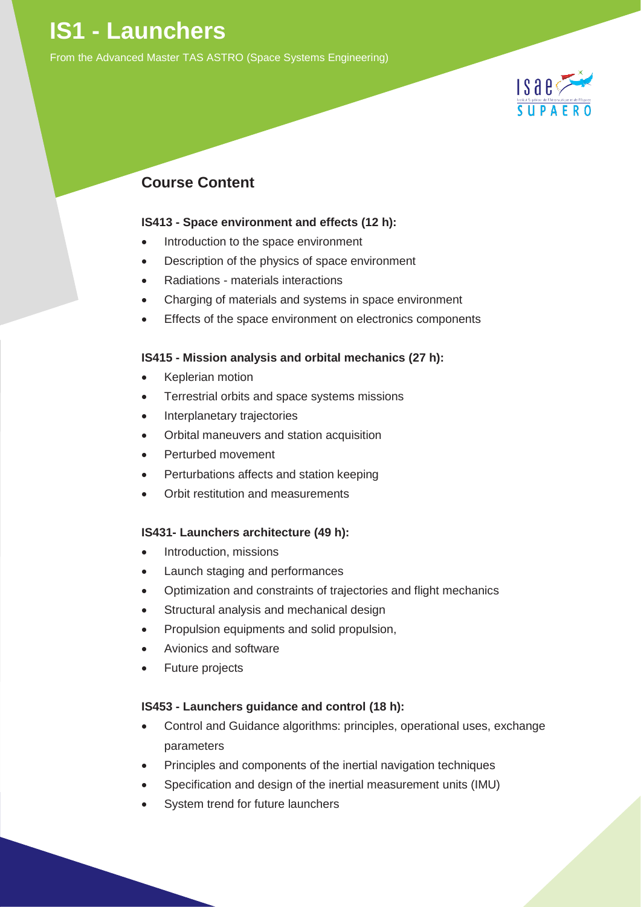# IS1 - Launchers

From the Advanced Master TAS ASTRO (Space Systems Engineering)

## Course Content

**IS413 - Space environment and effects (12 h):**

- Introduction to the space environment
- Description of the physics of space environment
- Radiations - materials interactions
- Charging of materials and systems in space environment
- Effects of the space environment on electronics components

**IS415 - Mission analysis and orbital mechanics (27 h):**

- Keplerian motion
- Terrestrial orbits and space systems missions
- Interplanetary trajectories
- Orbital maneuvers and station acquisition
- Perturbed movement
- Perturbations affects and station keeping
- Orbit restitution and measurements

**IS431- Launchers architecture (49 h):**

- Introduction, missions
- Launch staging and performances
- Optimization and constraints of trajectories and flight mechanics
- Structural analysis and mechanical design
- Propulsion equipments and solid propulsion,
- Avionics and software
- Future projects

**IS453 - Launchers guidance and control (18 h):**

- Control and Guidance algorithms: principles, operational uses, exchange parameters
- Principles and components of the inertial navigation techniques
- Specification and design of the inertial measurement units (IMU)
- System trend for future launchers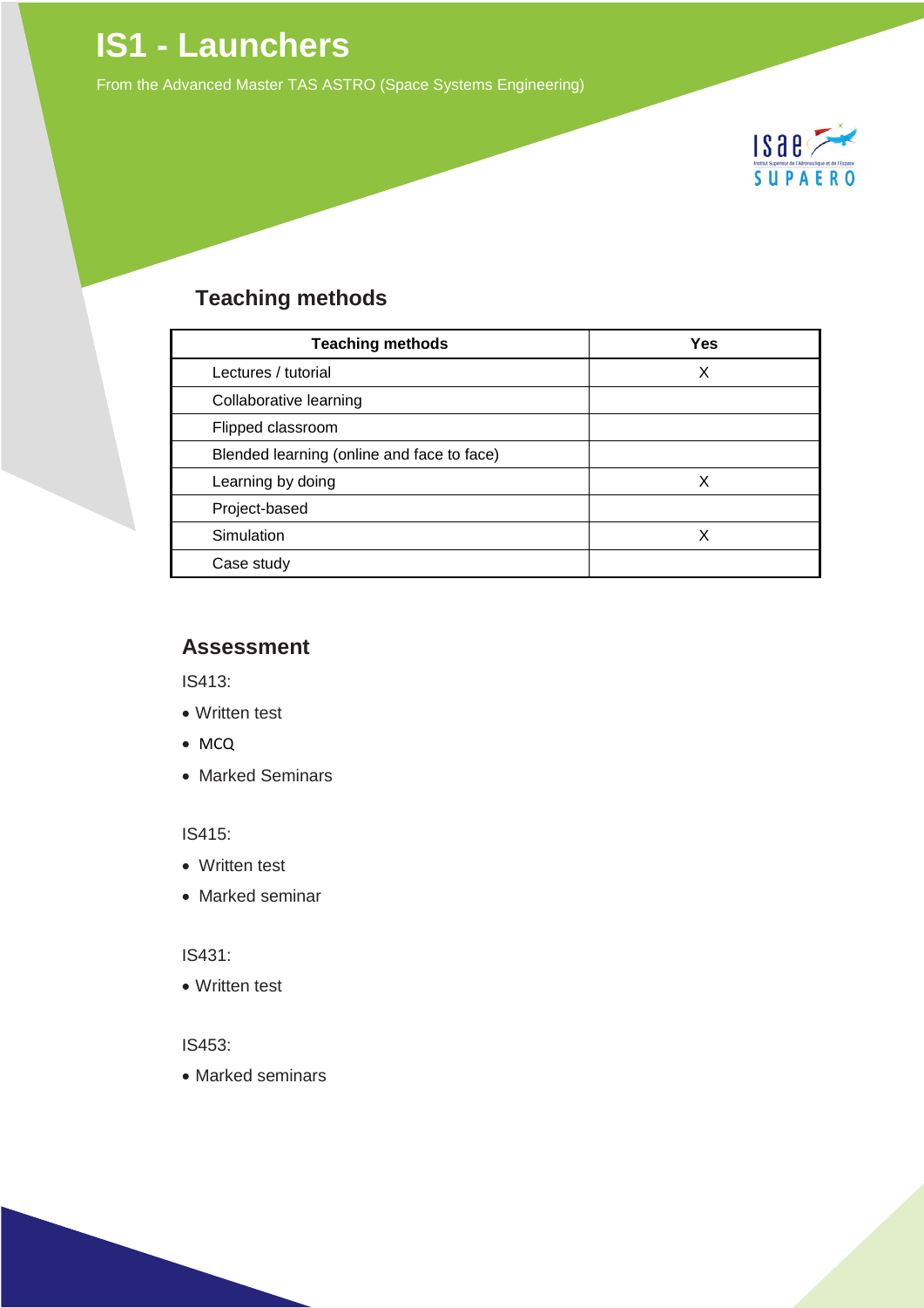# IS1 - Launchers

From the Advanced Master TAS ASTRO (Space Systems Engineering)

## Teaching methods

| Teaching methods | Yes |
|---|---|
| Lectures / tutorial | X |
| Collaborative learning | |
| Flipped classroom | |
| Blended learning (online and face to face) | |
| Learning by doing | X |
| Project-based | |
| Simulation | X |
| Case study | |

## Assessment

IS413:

- Written test
- MCQ
- Marked Seminars

IS415:

- Written test
- Marked seminar

IS431:

- Written test

IS453:

- Marked seminars